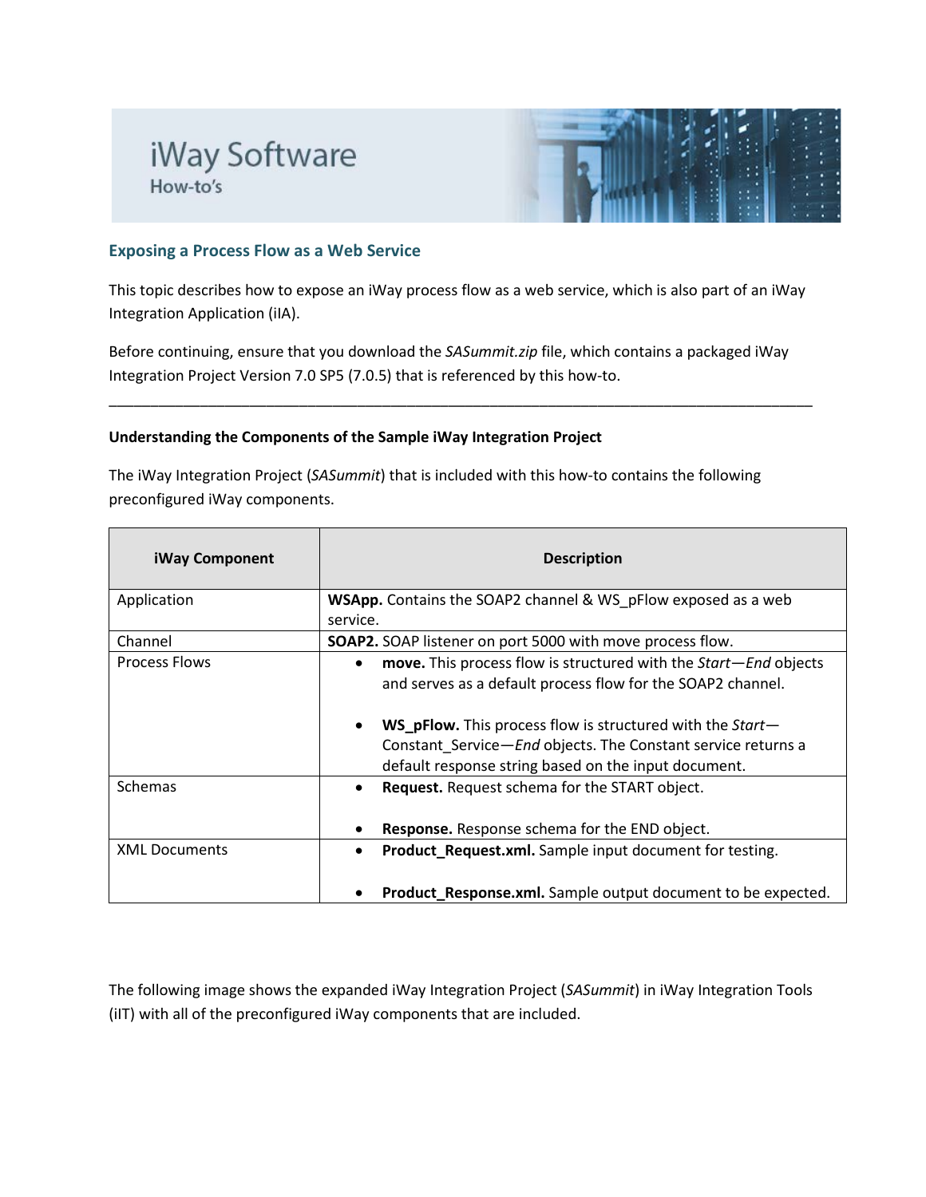# iWay Software
How-to's

## Exposing a Process Flow as a Web Service

This topic describes how to expose an iWay process flow as a web service, which is also part of an iWay Integration Application (iIA).

Before continuing, ensure that you download the *SASummit.zip* file, which contains a packaged iWay Integration Project Version 7.0 SP5 (7.0.5) that is referenced by this how-to.

---

### Understanding the Components of the Sample iWay Integration Project

The iWay Integration Project (*SASummit*) that is included with this how-to contains the following preconfigured iWay components.

| iWay Component | Description |
| --- | --- |
| Application | **WSApp.** Contains the SOAP2 channel & WS_pFlow exposed as a web service. |
| Channel | **SOAP2.** SOAP listener on port 5000 with move process flow. |
| Process Flows | • **move.** This process flow is structured with the *Start—End* objects and serves as a default process flow for the SOAP2 channel.<br><br>• **WS_pFlow.** This process flow is structured with the *Start*—Constant_Service—*End* objects. The Constant service returns a default response string based on the input document. |
| Schemas | • **Request.** Request schema for the START object.<br><br>• **Response.** Response schema for the END object. |
| XML Documents | • **Product_Request.xml.** Sample input document for testing.<br><br>• **Product_Response.xml.** Sample output document to be expected. |

The following image shows the expanded iWay Integration Project (*SASummit*) in iWay Integration Tools (iIT) with all of the preconfigured iWay components that are included.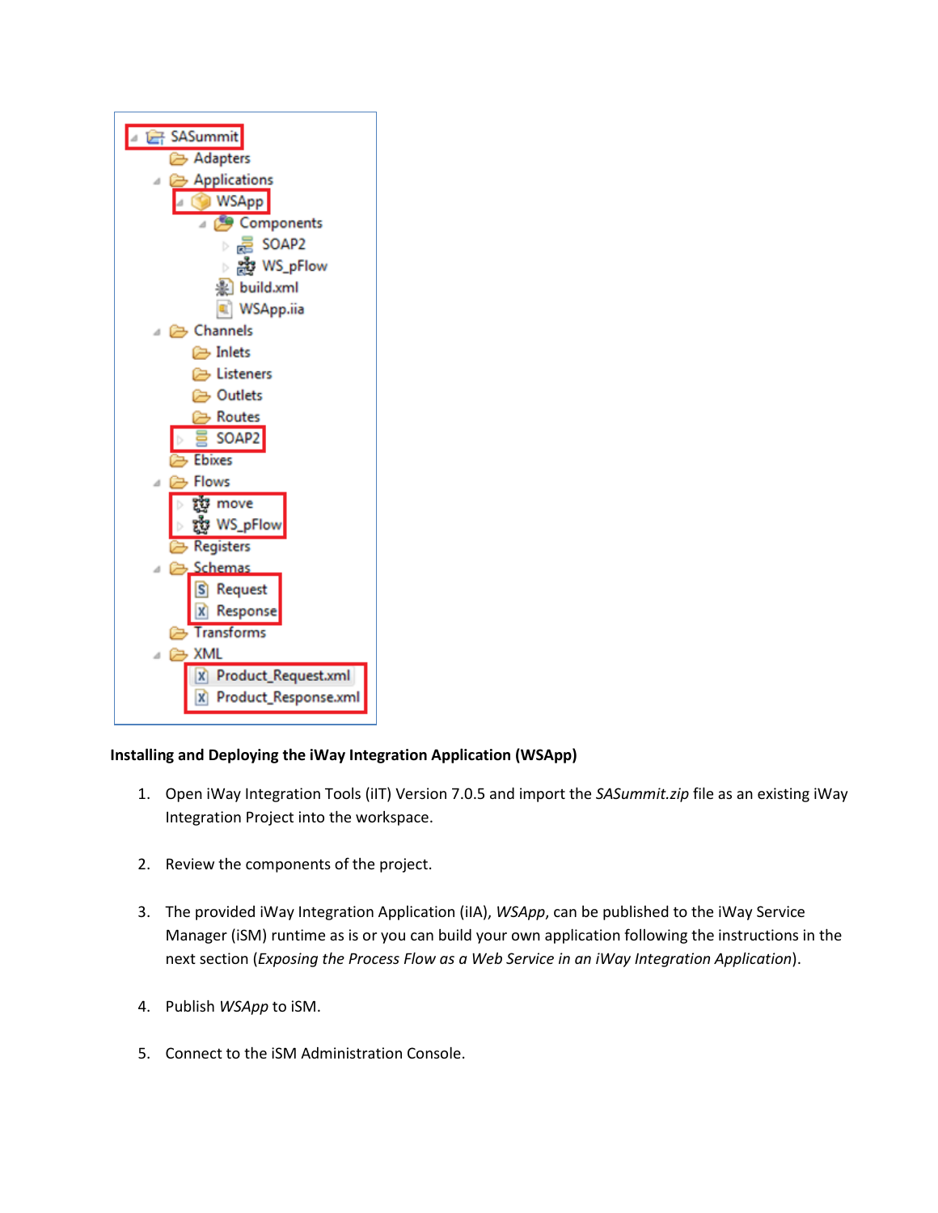**Installing and Deploying the iWay Integration Application (WSApp)**

1. Open iWay Integration Tools (iIT) Version 7.0.5 and import the *SASummit.zip* file as an existing iWay Integration Project into the workspace.

2. Review the components of the project.

3. The provided iWay Integration Application (iIA), *WSApp*, can be published to the iWay Service Manager (iSM) runtime as is or you can build your own application following the instructions in the next section (*Exposing the Process Flow as a Web Service in an iWay Integration Application*).

4. Publish *WSApp* to iSM.

5. Connect to the iSM Administration Console.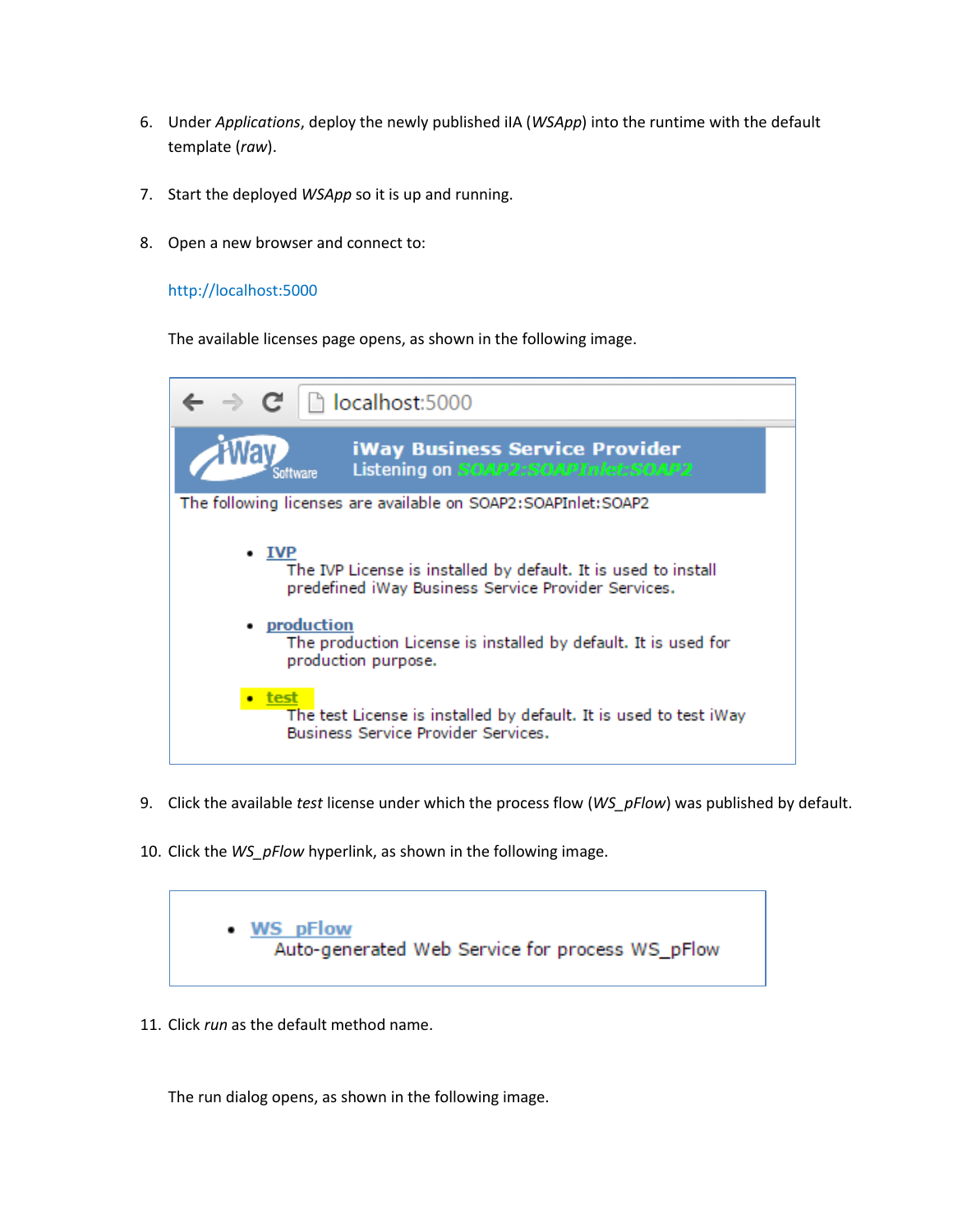6. Under *Applications*, deploy the newly published iIA (*WSApp*) into the runtime with the default template (*raw*).

7. Start the deployed *WSApp* so it is up and running.

8. Open a new browser and connect to:

   http://localhost:5000

   The available licenses page opens, as shown in the following image.

9. Click the available *test* license under which the process flow (*WS_pFlow*) was published by default.

10. Click the *WS_pFlow* hyperlink, as shown in the following image.

11. Click *run* as the default method name.

    The run dialog opens, as shown in the following image.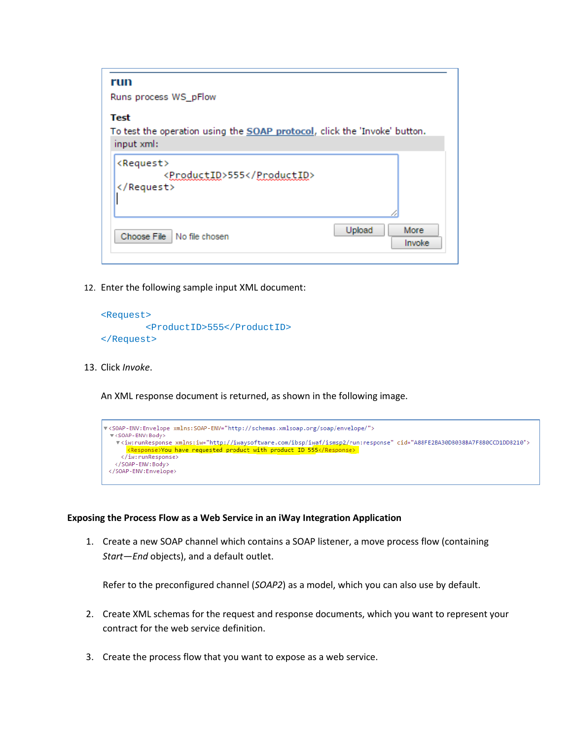**run**

Runs process WS_pFlow

**Test**

To test the operation using the SOAP protocol, click the 'Invoke' button.

input xml:

```
<Request>
        <ProductID>555</ProductID>
</Request>
```

Choose File No file chosen Upload More Invoke

12. Enter the following sample input XML document:

```
<Request>
        <ProductID>555</ProductID>
</Request>
```

13. Click *Invoke*.

    An XML response document is returned, as shown in the following image.

```
<SOAP-ENV:Envelope xmlns:SOAP-ENV="http://schemas.xmlsoap.org/soap/envelope/">
  <SOAP-ENV:Body>
    <iw:runResponse xmlns:iw="http://iwaysoftware.com/ibsp/iwaf/ismsp2/run:response" cid="A88FE2BA30D8038BA7F880CCD1DD8210">
      <Response>You have requested product with product ID 555</Response>
    </iw:runResponse>
  </SOAP-ENV:Body>
</SOAP-ENV:Envelope>
```

**Exposing the Process Flow as a Web Service in an iWay Integration Application**

1. Create a new SOAP channel which contains a SOAP listener, a move process flow (containing *Start—End* objects), and a default outlet.

   Refer to the preconfigured channel (*SOAP2*) as a model, which you can also use by default.

2. Create XML schemas for the request and response documents, which you want to represent your contract for the web service definition.

3. Create the process flow that you want to expose as a web service.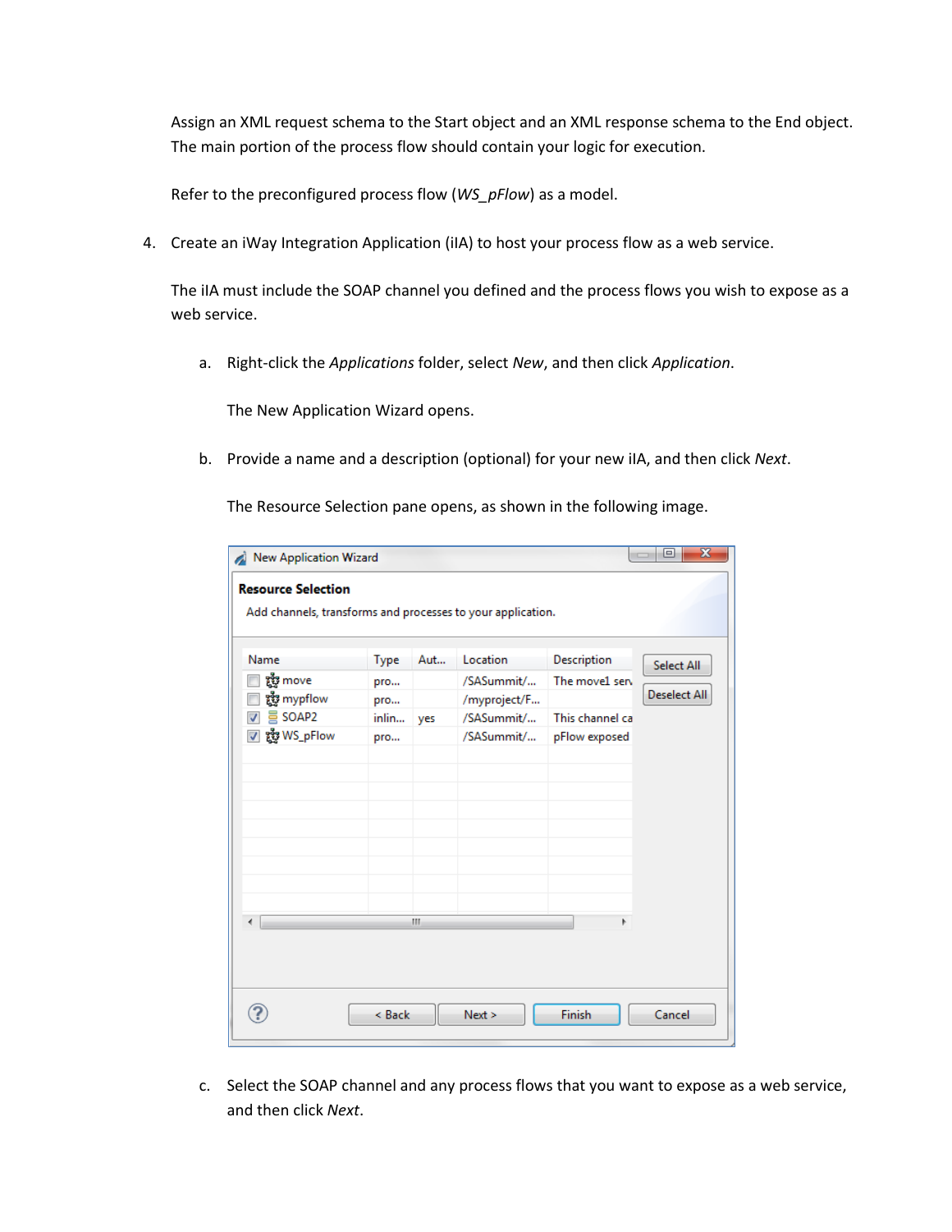Assign an XML request schema to the Start object and an XML response schema to the End object. The main portion of the process flow should contain your logic for execution.

Refer to the preconfigured process flow (*WS_pFlow*) as a model.

4. Create an iWay Integration Application (iIA) to host your process flow as a web service.

   The iIA must include the SOAP channel you defined and the process flows you wish to expose as a web service.

   a. Right-click the *Applications* folder, select *New*, and then click *Application*.

      The New Application Wizard opens.

   b. Provide a name and a description (optional) for your new iIA, and then click *Next*.

      The Resource Selection pane opens, as shown in the following image.

   c. Select the SOAP channel and any process flows that you want to expose as a web service, and then click *Next*.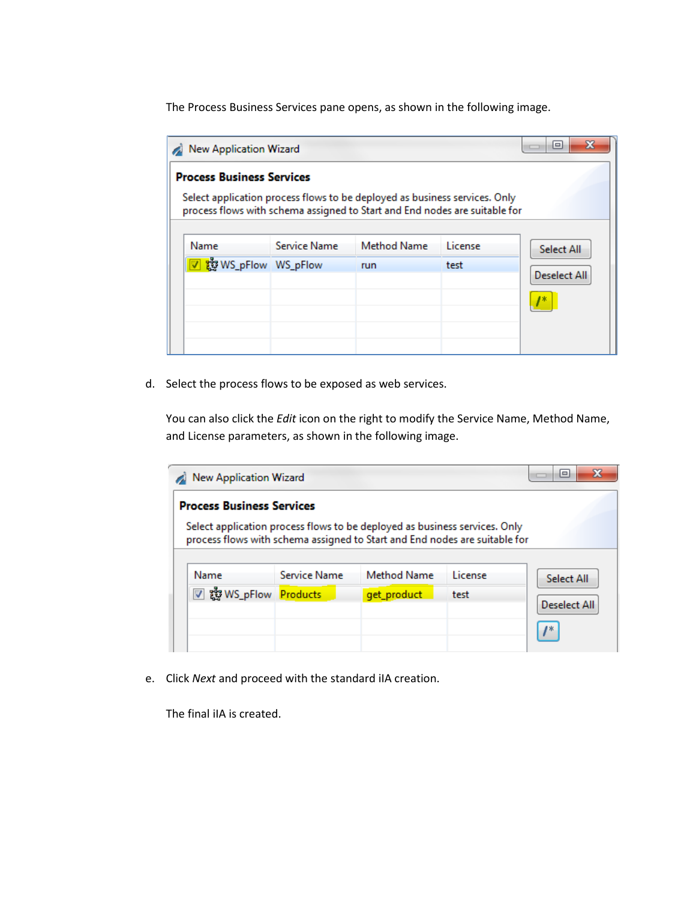The Process Business Services pane opens, as shown in the following image.

d. Select the process flows to be exposed as web services.

   You can also click the *Edit* icon on the right to modify the Service Name, Method Name, and License parameters, as shown in the following image.

e. Click *Next* and proceed with the standard iIA creation.

   The final iIA is created.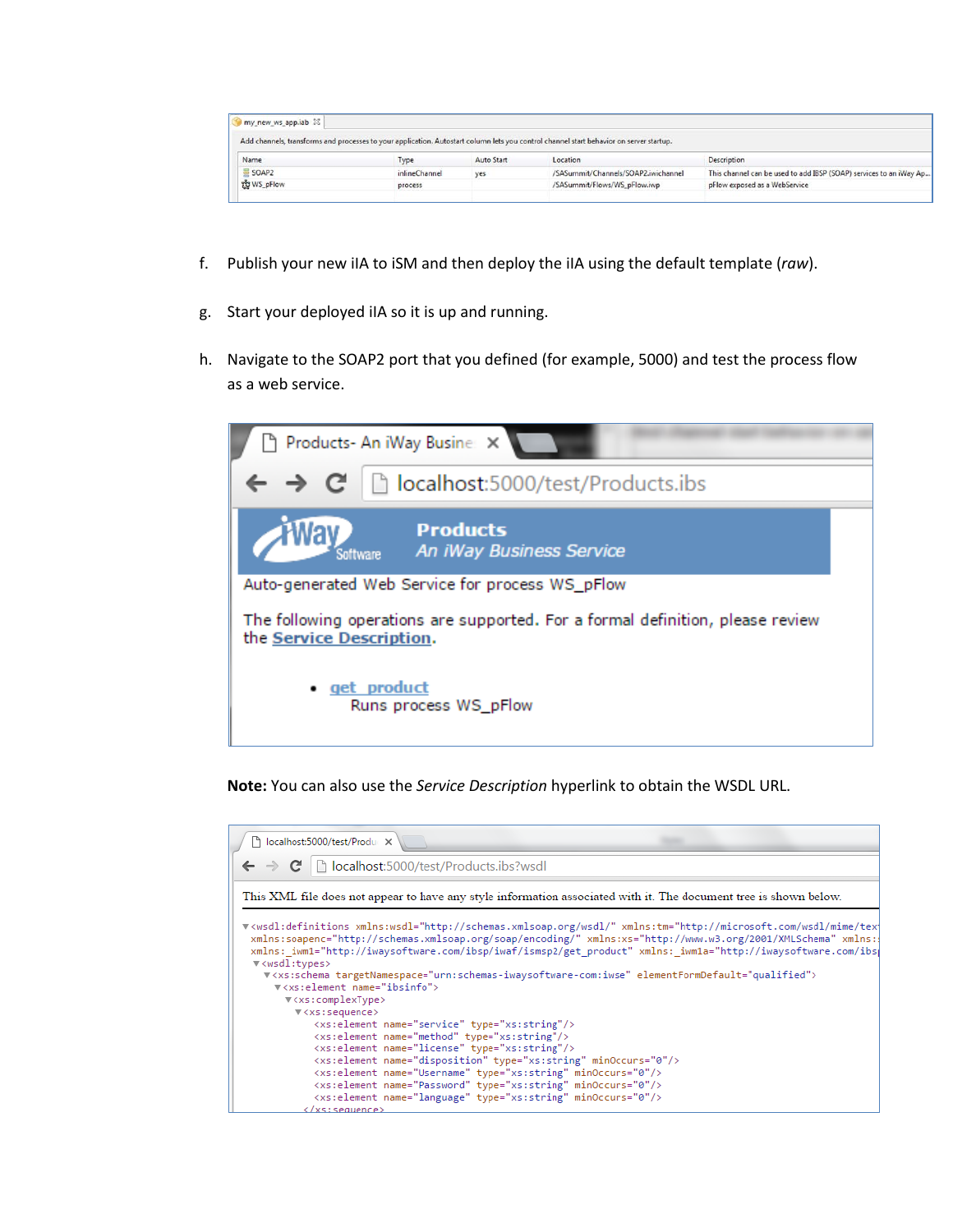| Name | Type | Auto Start | Location | Description |
|---|---|---|---|---|
| SOAP2 | inlineChannel | yes | /SASummit/Channels/SOAP2.iwichannel | This channel can be used to add IBSP (SOAP) services to an iWay Ap... |
| WS_pFlow | process | | /SASummit/Flows/WS_pFlow.iwp | pFlow exposed as a WebService |

f. Publish your new iIA to iSM and then deploy the iIA using the default template (*raw*).

g. Start your deployed iIA so it is up and running.

h. Navigate to the SOAP2 port that you defined (for example, 5000) and test the process flow as a web service.

**Note:** You can also use the *Service Description* hyperlink to obtain the WSDL URL.